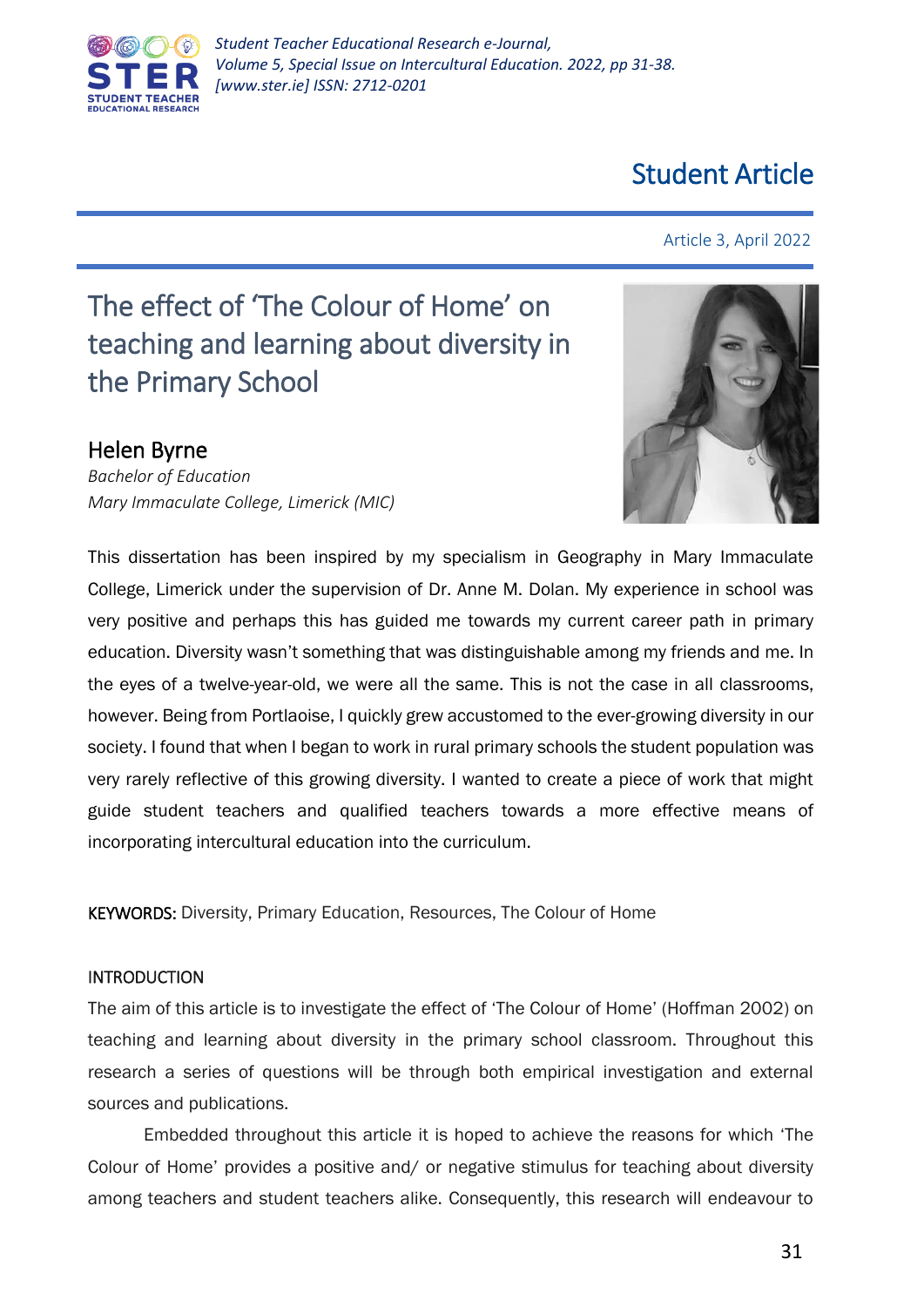# Student Article

Article 3, April 2022

## The effect of 'The Colour of Home' on teaching and learning about diversity in the Primary School

### Helen Byrne

*Bachelor of Education*
*Mary Immaculate College, Limerick (MIC)*

This dissertation has been inspired by my specialism in Geography in Mary Immaculate College, Limerick under the supervision of Dr. Anne M. Dolan. My experience in school was very positive and perhaps this has guided me towards my current career path in primary education. Diversity wasn't something that was distinguishable among my friends and me. In the eyes of a twelve-year-old, we were all the same. This is not the case in all classrooms, however. Being from Portlaoise, I quickly grew accustomed to the ever-growing diversity in our society. I found that when I began to work in rural primary schools the student population was very rarely reflective of this growing diversity. I wanted to create a piece of work that might guide student teachers and qualified teachers towards a more effective means of incorporating intercultural education into the curriculum.

KEYWORDS: Diversity, Primary Education, Resources, The Colour of Home

#### INTRODUCTION

The aim of this article is to investigate the effect of 'The Colour of Home' (Hoffman 2002) on teaching and learning about diversity in the primary school classroom. Throughout this research a series of questions will be through both empirical investigation and external sources and publications.

Embedded throughout this article it is hoped to achieve the reasons for which 'The Colour of Home' provides a positive and/ or negative stimulus for teaching about diversity among teachers and student teachers alike. Consequently, this research will endeavour to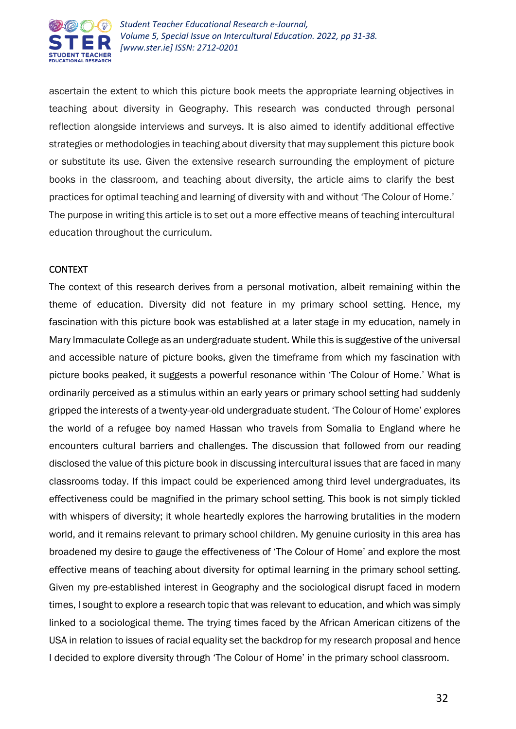ascertain the extent to which this picture book meets the appropriate learning objectives in teaching about diversity in Geography. This research was conducted through personal reflection alongside interviews and surveys. It is also aimed to identify additional effective strategies or methodologies in teaching about diversity that may supplement this picture book or substitute its use. Given the extensive research surrounding the employment of picture books in the classroom, and teaching about diversity, the article aims to clarify the best practices for optimal teaching and learning of diversity with and without 'The Colour of Home.' The purpose in writing this article is to set out a more effective means of teaching intercultural education throughout the curriculum.

## CONTEXT

The context of this research derives from a personal motivation, albeit remaining within the theme of education. Diversity did not feature in my primary school setting. Hence, my fascination with this picture book was established at a later stage in my education, namely in Mary Immaculate College as an undergraduate student. While this is suggestive of the universal and accessible nature of picture books, given the timeframe from which my fascination with picture books peaked, it suggests a powerful resonance within 'The Colour of Home.' What is ordinarily perceived as a stimulus within an early years or primary school setting had suddenly gripped the interests of a twenty-year-old undergraduate student. 'The Colour of Home' explores the world of a refugee boy named Hassan who travels from Somalia to England where he encounters cultural barriers and challenges. The discussion that followed from our reading disclosed the value of this picture book in discussing intercultural issues that are faced in many classrooms today. If this impact could be experienced among third level undergraduates, its effectiveness could be magnified in the primary school setting. This book is not simply tickled with whispers of diversity; it whole heartedly explores the harrowing brutalities in the modern world, and it remains relevant to primary school children. My genuine curiosity in this area has broadened my desire to gauge the effectiveness of 'The Colour of Home' and explore the most effective means of teaching about diversity for optimal learning in the primary school setting. Given my pre-established interest in Geography and the sociological disrupt faced in modern times, I sought to explore a research topic that was relevant to education, and which was simply linked to a sociological theme. The trying times faced by the African American citizens of the USA in relation to issues of racial equality set the backdrop for my research proposal and hence I decided to explore diversity through 'The Colour of Home' in the primary school classroom.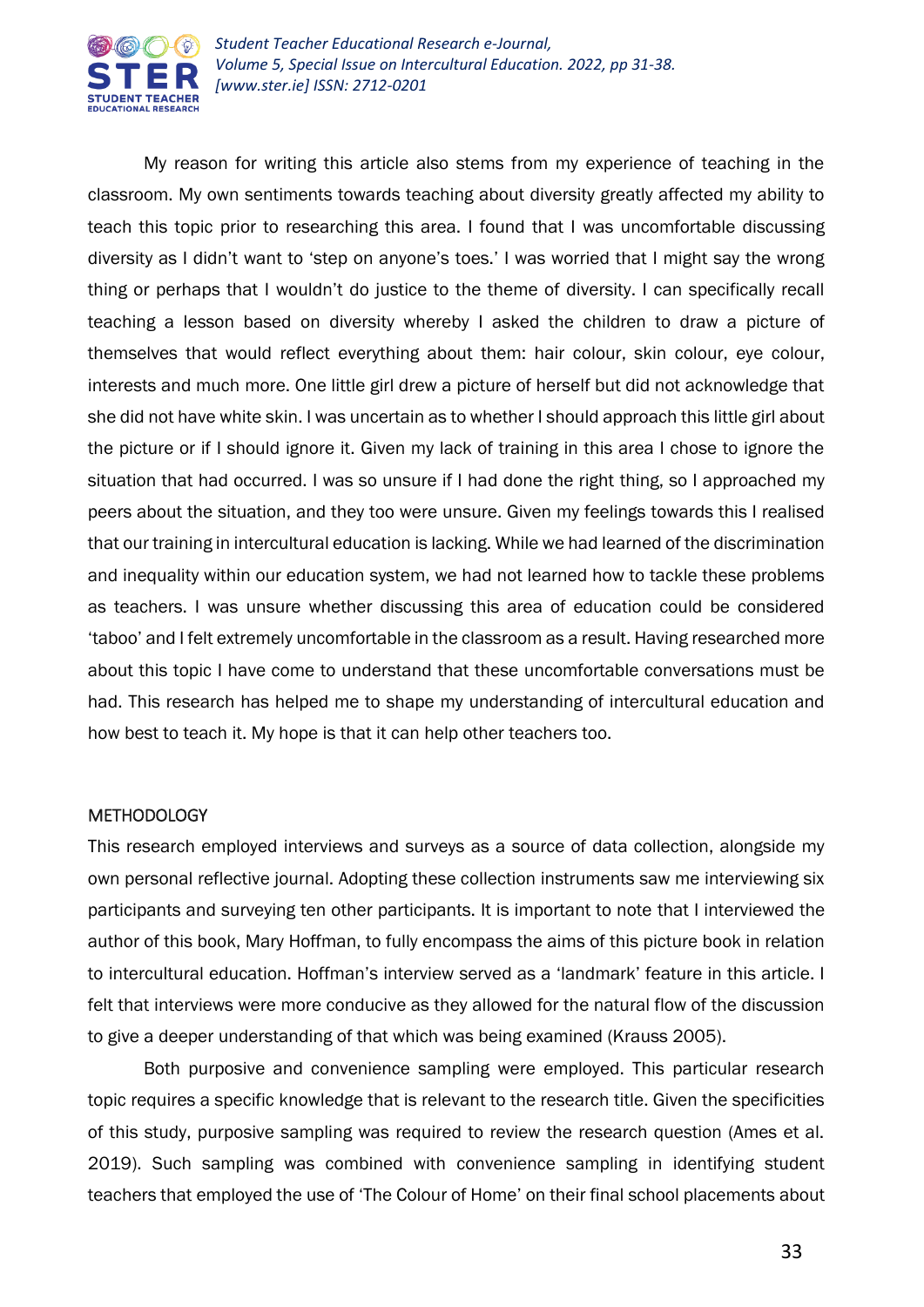My reason for writing this article also stems from my experience of teaching in the classroom. My own sentiments towards teaching about diversity greatly affected my ability to teach this topic prior to researching this area. I found that I was uncomfortable discussing diversity as I didn't want to 'step on anyone's toes.' I was worried that I might say the wrong thing or perhaps that I wouldn't do justice to the theme of diversity. I can specifically recall teaching a lesson based on diversity whereby I asked the children to draw a picture of themselves that would reflect everything about them: hair colour, skin colour, eye colour, interests and much more. One little girl drew a picture of herself but did not acknowledge that she did not have white skin. I was uncertain as to whether I should approach this little girl about the picture or if I should ignore it. Given my lack of training in this area I chose to ignore the situation that had occurred. I was so unsure if I had done the right thing, so I approached my peers about the situation, and they too were unsure. Given my feelings towards this I realised that our training in intercultural education is lacking. While we had learned of the discrimination and inequality within our education system, we had not learned how to tackle these problems as teachers. I was unsure whether discussing this area of education could be considered 'taboo' and I felt extremely uncomfortable in the classroom as a result. Having researched more about this topic I have come to understand that these uncomfortable conversations must be had. This research has helped me to shape my understanding of intercultural education and how best to teach it. My hope is that it can help other teachers too.

## METHODOLOGY

This research employed interviews and surveys as a source of data collection, alongside my own personal reflective journal. Adopting these collection instruments saw me interviewing six participants and surveying ten other participants. It is important to note that I interviewed the author of this book, Mary Hoffman, to fully encompass the aims of this picture book in relation to intercultural education. Hoffman's interview served as a 'landmark' feature in this article. I felt that interviews were more conducive as they allowed for the natural flow of the discussion to give a deeper understanding of that which was being examined (Krauss 2005).

Both purposive and convenience sampling were employed. This particular research topic requires a specific knowledge that is relevant to the research title. Given the specificities of this study, purposive sampling was required to review the research question (Ames et al. 2019). Such sampling was combined with convenience sampling in identifying student teachers that employed the use of 'The Colour of Home' on their final school placements about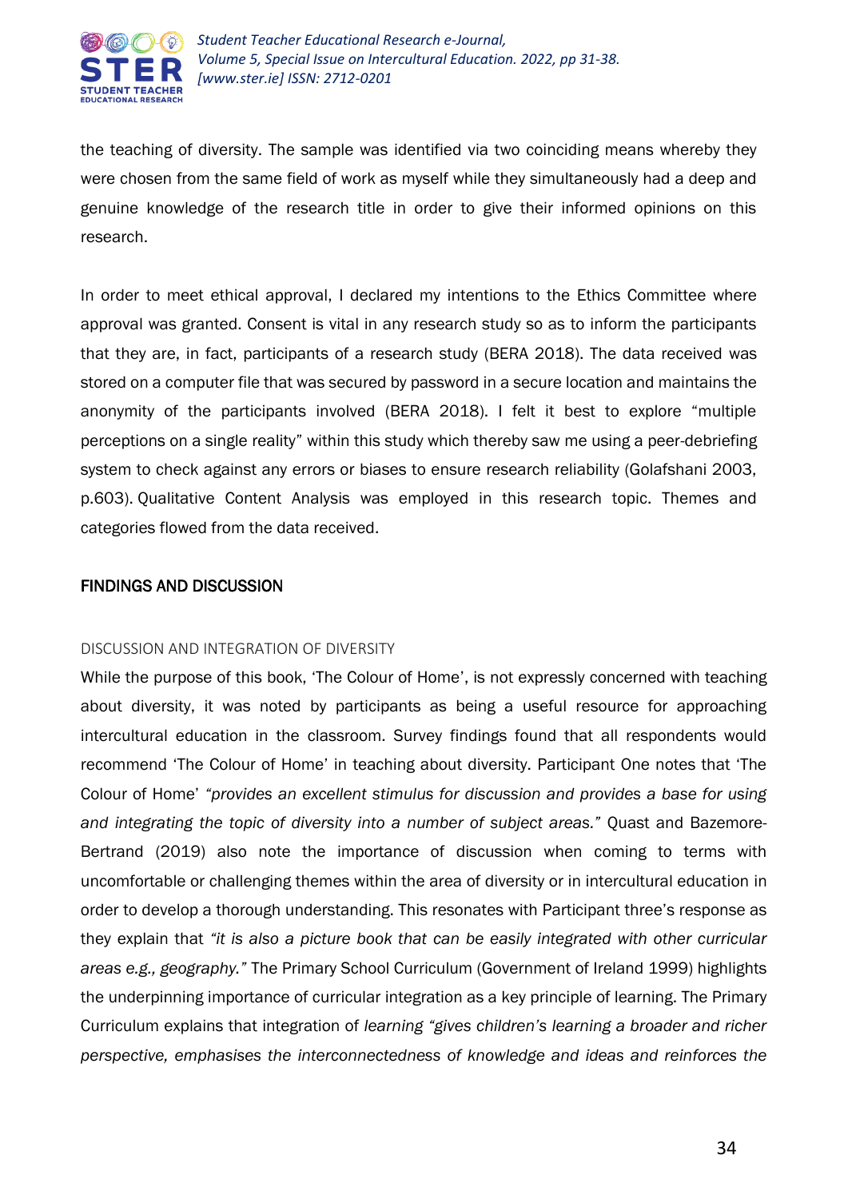the teaching of diversity. The sample was identified via two coinciding means whereby they were chosen from the same field of work as myself while they simultaneously had a deep and genuine knowledge of the research title in order to give their informed opinions on this research.

In order to meet ethical approval, I declared my intentions to the Ethics Committee where approval was granted. Consent is vital in any research study so as to inform the participants that they are, in fact, participants of a research study (BERA 2018). The data received was stored on a computer file that was secured by password in a secure location and maintains the anonymity of the participants involved (BERA 2018). I felt it best to explore "multiple perceptions on a single reality" within this study which thereby saw me using a peer-debriefing system to check against any errors or biases to ensure research reliability (Golafshani 2003, p.603). Qualitative Content Analysis was employed in this research topic. Themes and categories flowed from the data received.

## FINDINGS AND DISCUSSION

### DISCUSSION AND INTEGRATION OF DIVERSITY

While the purpose of this book, 'The Colour of Home', is not expressly concerned with teaching about diversity, it was noted by participants as being a useful resource for approaching intercultural education in the classroom. Survey findings found that all respondents would recommend 'The Colour of Home' in teaching about diversity. Participant One notes that 'The Colour of Home' *"provides an excellent stimulus for discussion and provides a base for using and integrating the topic of diversity into a number of subject areas."* Quast and Bazemore-Bertrand (2019) also note the importance of discussion when coming to terms with uncomfortable or challenging themes within the area of diversity or in intercultural education in order to develop a thorough understanding. This resonates with Participant three's response as they explain that *"it is also a picture book that can be easily integrated with other curricular areas e.g., geography."* The Primary School Curriculum (Government of Ireland 1999) highlights the underpinning importance of curricular integration as a key principle of learning. The Primary Curriculum explains that integration of *learning "gives children's learning a broader and richer perspective, emphasises the interconnectedness of knowledge and ideas and reinforces the*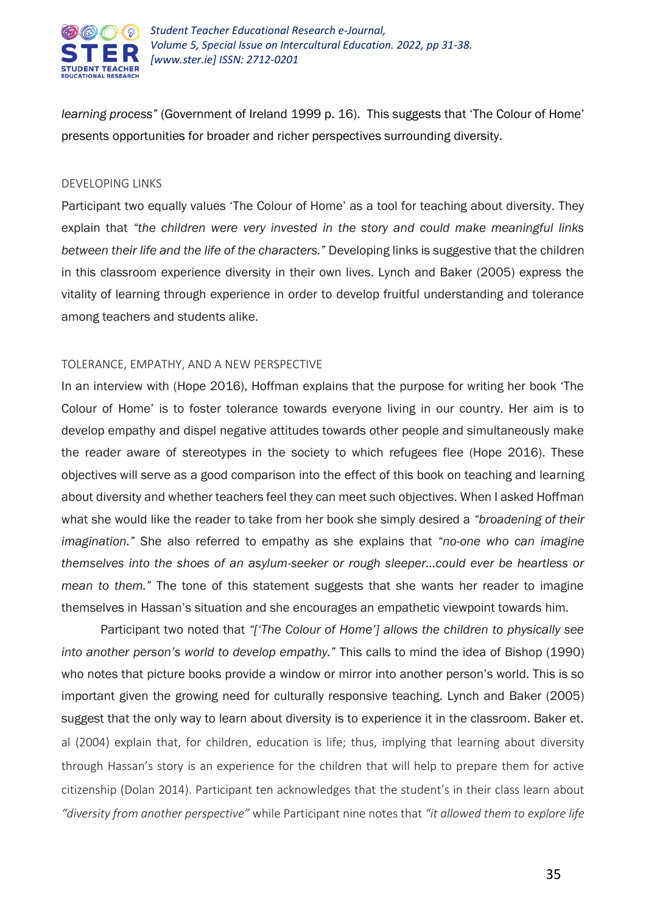*learning process"* (Government of Ireland 1999 p. 16). This suggests that 'The Colour of Home' presents opportunities for broader and richer perspectives surrounding diversity.

### DEVELOPING LINKS

Participant two equally values 'The Colour of Home' as a tool for teaching about diversity. They explain that *"the children were very invested in the story and could make meaningful links between their life and the life of the characters."* Developing links is suggestive that the children in this classroom experience diversity in their own lives. Lynch and Baker (2005) express the vitality of learning through experience in order to develop fruitful understanding and tolerance among teachers and students alike.

### TOLERANCE, EMPATHY, AND A NEW PERSPECTIVE

In an interview with (Hope 2016), Hoffman explains that the purpose for writing her book 'The Colour of Home' is to foster tolerance towards everyone living in our country. Her aim is to develop empathy and dispel negative attitudes towards other people and simultaneously make the reader aware of stereotypes in the society to which refugees flee (Hope 2016). These objectives will serve as a good comparison into the effect of this book on teaching and learning about diversity and whether teachers feel they can meet such objectives. When I asked Hoffman what she would like the reader to take from her book she simply desired a *"broadening of their imagination."* She also referred to empathy as she explains that *"no-one who can imagine themselves into the shoes of an asylum-seeker or rough sleeper…could ever be heartless or mean to them."* The tone of this statement suggests that she wants her reader to imagine themselves in Hassan's situation and she encourages an empathetic viewpoint towards him.

Participant two noted that *"['The Colour of Home'] allows the children to physically see into another person's world to develop empathy."* This calls to mind the idea of Bishop (1990) who notes that picture books provide a window or mirror into another person's world. This is so important given the growing need for culturally responsive teaching. Lynch and Baker (2005) suggest that the only way to learn about diversity is to experience it in the classroom. Baker et. al (2004) explain that, for children, education is life; thus, implying that learning about diversity through Hassan's story is an experience for the children that will help to prepare them for active citizenship (Dolan 2014). Participant ten acknowledges that the student's in their class learn about *"diversity from another perspective"* while Participant nine notes that *"it allowed them to explore life*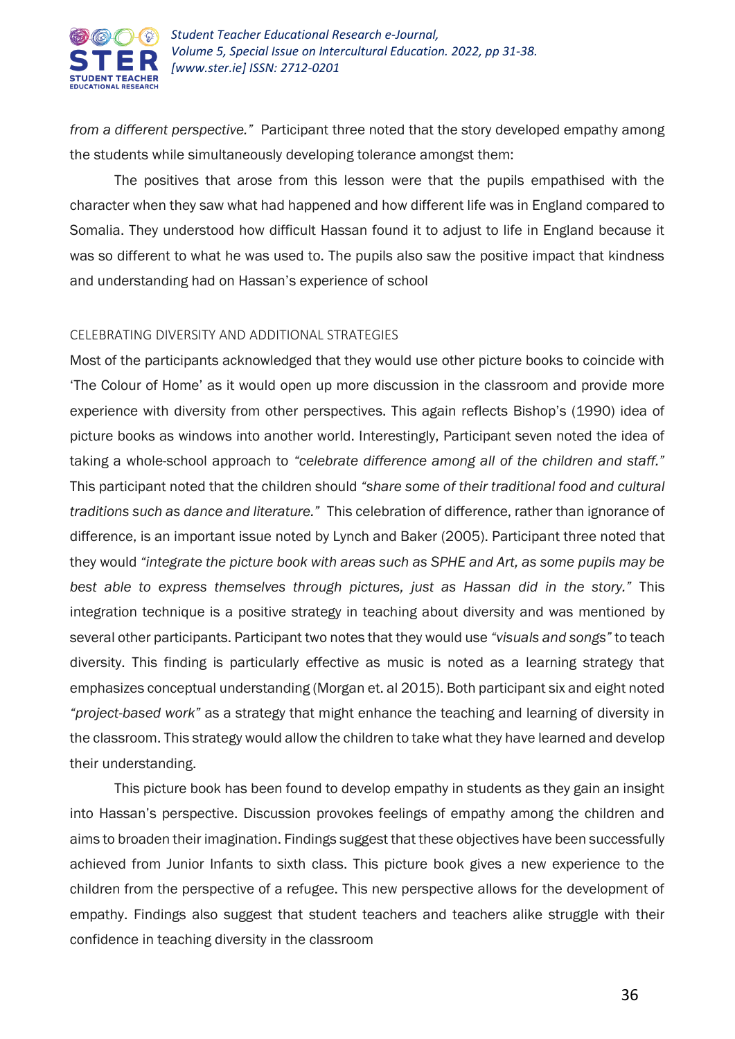*from a different perspective."* Participant three noted that the story developed empathy among the students while simultaneously developing tolerance amongst them:

> The positives that arose from this lesson were that the pupils empathised with the character when they saw what had happened and how different life was in England compared to Somalia. They understood how difficult Hassan found it to adjust to life in England because it was so different to what he was used to. The pupils also saw the positive impact that kindness and understanding had on Hassan's experience of school

### CELEBRATING DIVERSITY AND ADDITIONAL STRATEGIES

Most of the participants acknowledged that they would use other picture books to coincide with 'The Colour of Home' as it would open up more discussion in the classroom and provide more experience with diversity from other perspectives. This again reflects Bishop's (1990) idea of picture books as windows into another world. Interestingly, Participant seven noted the idea of taking a whole-school approach to *"celebrate difference among all of the children and staff."* This participant noted that the children should *"share some of their traditional food and cultural traditions such as dance and literature."* This celebration of difference, rather than ignorance of difference, is an important issue noted by Lynch and Baker (2005). Participant three noted that they would *"integrate the picture book with areas such as SPHE and Art, as some pupils may be best able to express themselves through pictures, just as Hassan did in the story."* This integration technique is a positive strategy in teaching about diversity and was mentioned by several other participants. Participant two notes that they would use *"visuals and songs"* to teach diversity. This finding is particularly effective as music is noted as a learning strategy that emphasizes conceptual understanding (Morgan et. al 2015). Both participant six and eight noted *"project-based work"* as a strategy that might enhance the teaching and learning of diversity in the classroom. This strategy would allow the children to take what they have learned and develop their understanding.

This picture book has been found to develop empathy in students as they gain an insight into Hassan's perspective. Discussion provokes feelings of empathy among the children and aims to broaden their imagination. Findings suggest that these objectives have been successfully achieved from Junior Infants to sixth class. This picture book gives a new experience to the children from the perspective of a refugee. This new perspective allows for the development of empathy. Findings also suggest that student teachers and teachers alike struggle with their confidence in teaching diversity in the classroom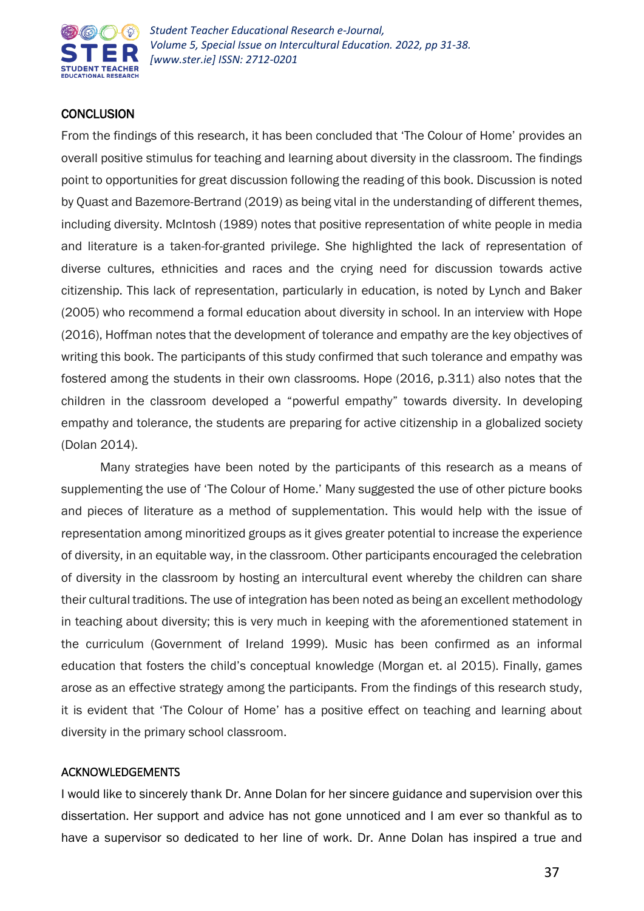## CONCLUSION

From the findings of this research, it has been concluded that 'The Colour of Home' provides an overall positive stimulus for teaching and learning about diversity in the classroom. The findings point to opportunities for great discussion following the reading of this book. Discussion is noted by Quast and Bazemore-Bertrand (2019) as being vital in the understanding of different themes, including diversity. McIntosh (1989) notes that positive representation of white people in media and literature is a taken-for-granted privilege. She highlighted the lack of representation of diverse cultures, ethnicities and races and the crying need for discussion towards active citizenship. This lack of representation, particularly in education, is noted by Lynch and Baker (2005) who recommend a formal education about diversity in school. In an interview with Hope (2016), Hoffman notes that the development of tolerance and empathy are the key objectives of writing this book. The participants of this study confirmed that such tolerance and empathy was fostered among the students in their own classrooms. Hope (2016, p.311) also notes that the children in the classroom developed a "powerful empathy" towards diversity. In developing empathy and tolerance, the students are preparing for active citizenship in a globalized society (Dolan 2014).

Many strategies have been noted by the participants of this research as a means of supplementing the use of 'The Colour of Home.' Many suggested the use of other picture books and pieces of literature as a method of supplementation. This would help with the issue of representation among minoritized groups as it gives greater potential to increase the experience of diversity, in an equitable way, in the classroom. Other participants encouraged the celebration of diversity in the classroom by hosting an intercultural event whereby the children can share their cultural traditions. The use of integration has been noted as being an excellent methodology in teaching about diversity; this is very much in keeping with the aforementioned statement in the curriculum (Government of Ireland 1999). Music has been confirmed as an informal education that fosters the child's conceptual knowledge (Morgan et. al 2015). Finally, games arose as an effective strategy among the participants. From the findings of this research study, it is evident that 'The Colour of Home' has a positive effect on teaching and learning about diversity in the primary school classroom.

## ACKNOWLEDGEMENTS

I would like to sincerely thank Dr. Anne Dolan for her sincere guidance and supervision over this dissertation. Her support and advice has not gone unnoticed and I am ever so thankful as to have a supervisor so dedicated to her line of work. Dr. Anne Dolan has inspired a true and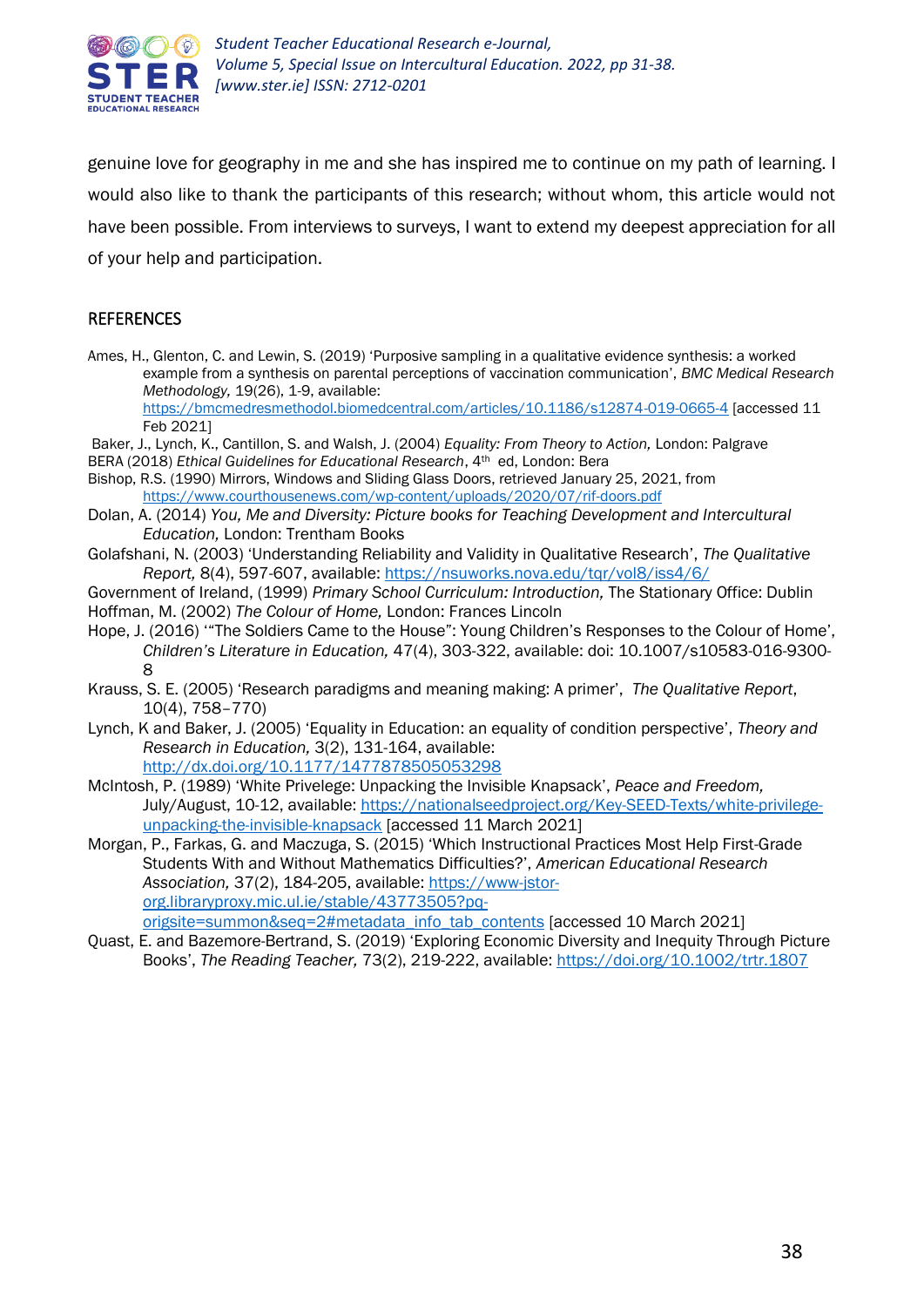genuine love for geography in me and she has inspired me to continue on my path of learning. I would also like to thank the participants of this research; without whom, this article would not have been possible. From interviews to surveys, I want to extend my deepest appreciation for all of your help and participation.

## REFERENCES

Ames, H., Glenton, C. and Lewin, S. (2019) 'Purposive sampling in a qualitative evidence synthesis: a worked example from a synthesis on parental perceptions of vaccination communication', *BMC Medical Research Methodology,* 19(26), 1-9, available: https://bmcmedresmethodol.biomedcentral.com/articles/10.1186/s12874-019-0665-4 [accessed 11 Feb 2021]

Baker, J., Lynch, K., Cantillon, S. and Walsh, J. (2004) *Equality: From Theory to Action,* London: Palgrave

BERA (2018) *Ethical Guidelines for Educational Research*, 4th ed, London: Bera

Bishop, R.S. (1990) Mirrors, Windows and Sliding Glass Doors, retrieved January 25, 2021, from https://www.courthousenews.com/wp-content/uploads/2020/07/rif-doors.pdf

Dolan, A. (2014) *You, Me and Diversity: Picture books for Teaching Development and Intercultural Education,* London: Trentham Books

Golafshani, N. (2003) 'Understanding Reliability and Validity in Qualitative Research', *The Qualitative Report,* 8(4), 597-607, available: https://nsuworks.nova.edu/tqr/vol8/iss4/6/

Government of Ireland, (1999) *Primary School Curriculum: Introduction,* The Stationary Office: Dublin

Hoffman, M. (2002) *The Colour of Home,* London: Frances Lincoln

Hope, J. (2016) '"The Soldiers Came to the House": Young Children's Responses to the Colour of Home', *Children's Literature in Education,* 47(4), 303-322, available: doi: 10.1007/s10583-016-9300-8

Krauss, S. E. (2005) 'Research paradigms and meaning making: A primer', *The Qualitative Report*, 10(4), 758–770)

Lynch, K and Baker, J. (2005) 'Equality in Education: an equality of condition perspective', *Theory and Research in Education,* 3(2), 131-164, available: http://dx.doi.org/10.1177/1477878505053298

McIntosh, P. (1989) 'White Privelege: Unpacking the Invisible Knapsack', *Peace and Freedom,* July/August, 10-12, available: https://nationalseedproject.org/Key-SEED-Texts/white-privilege-unpacking-the-invisible-knapsack [accessed 11 March 2021]

Morgan, P., Farkas, G. and Maczuga, S. (2015) 'Which Instructional Practices Most Help First-Grade Students With and Without Mathematics Difficulties?', *American Educational Research Association,* 37(2), 184-205, available: https://www-jstor-org.libraryproxy.mic.ul.ie/stable/43773505?pq-origsite=summon&seq=2#metadata_info_tab_contents [accessed 10 March 2021]

Quast, E. and Bazemore-Bertrand, S. (2019) 'Exploring Economic Diversity and Inequity Through Picture Books', *The Reading Teacher,* 73(2), 219-222, available: https://doi.org/10.1002/trtr.1807